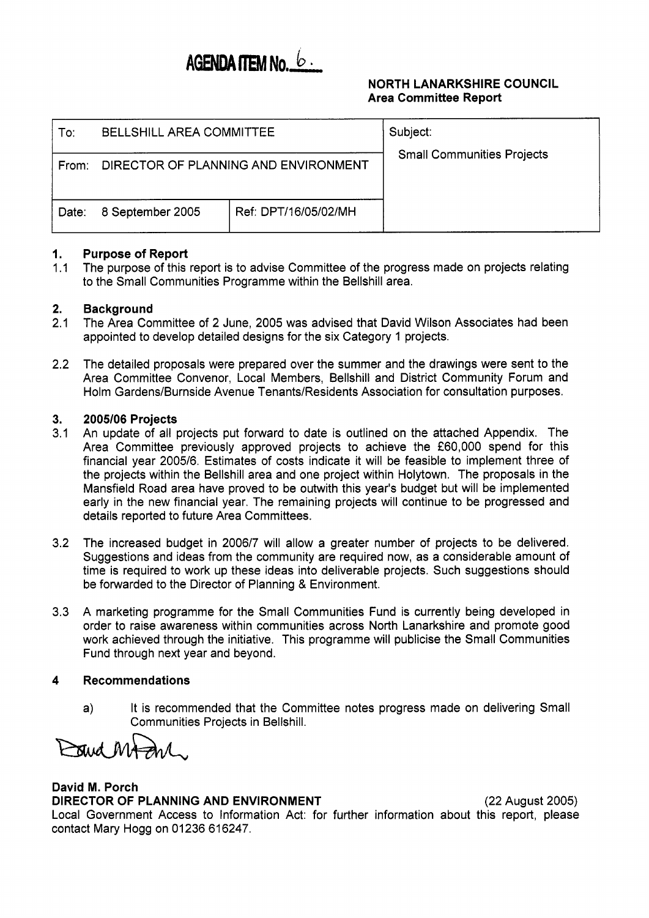# AGENDA ITEM No. 6.

**NORTH LANARKSHIRE COUNCIL**
**Area Committee Report**

| To: BELLSHILL AREA COMMITTEE | | Subject: Small Communities Projects |
|---|---|---|
| From: DIRECTOR OF PLANNING AND ENVIRONMENT | | |
| Date: 8 September 2005 | Ref: DPT/16/05/02/MH | |

## 1. Purpose of Report

1.1 The purpose of this report is to advise Committee of the progress made on projects relating to the Small Communities Programme within the Bellshill area.

## 2. Background

2.1 The Area Committee of 2 June, 2005 was advised that David Wilson Associates had been appointed to develop detailed designs for the six Category 1 projects.

2.2 The detailed proposals were prepared over the summer and the drawings were sent to the Area Committee Convenor, Local Members, Bellshill and District Community Forum and Holm Gardens/Burnside Avenue Tenants/Residents Association for consultation purposes.

## 3. 2005/06 Projects

3.1 An update of all projects put forward to date is outlined on the attached Appendix. The Area Committee previously approved projects to achieve the £60,000 spend for this financial year 2005/6. Estimates of costs indicate it will be feasible to implement three of the projects within the Bellshill area and one project within Holytown. The proposals in the Mansfield Road area have proved to be outwith this year's budget but will be implemented early in the new financial year. The remaining projects will continue to be progressed and details reported to future Area Committees.

3.2 The increased budget in 2006/7 will allow a greater number of projects to be delivered. Suggestions and ideas from the community are required now, as a considerable amount of time is required to work up these ideas into deliverable projects. Such suggestions should be forwarded to the Director of Planning & Environment.

3.3 A marketing programme for the Small Communities Fund is currently being developed in order to raise awareness within communities across North Lanarkshire and promote good work achieved through the initiative. This programme will publicise the Small Communities Fund through next year and beyond.

## 4 Recommendations

a) It is recommended that the Committee notes progress made on delivering Small Communities Projects in Bellshill.

David M. Porch

**David M. Porch**
**DIRECTOR OF PLANNING AND ENVIRONMENT** (22 August 2005)

Local Government Access to Information Act: for further information about this report, please contact Mary Hogg on 01236 616247.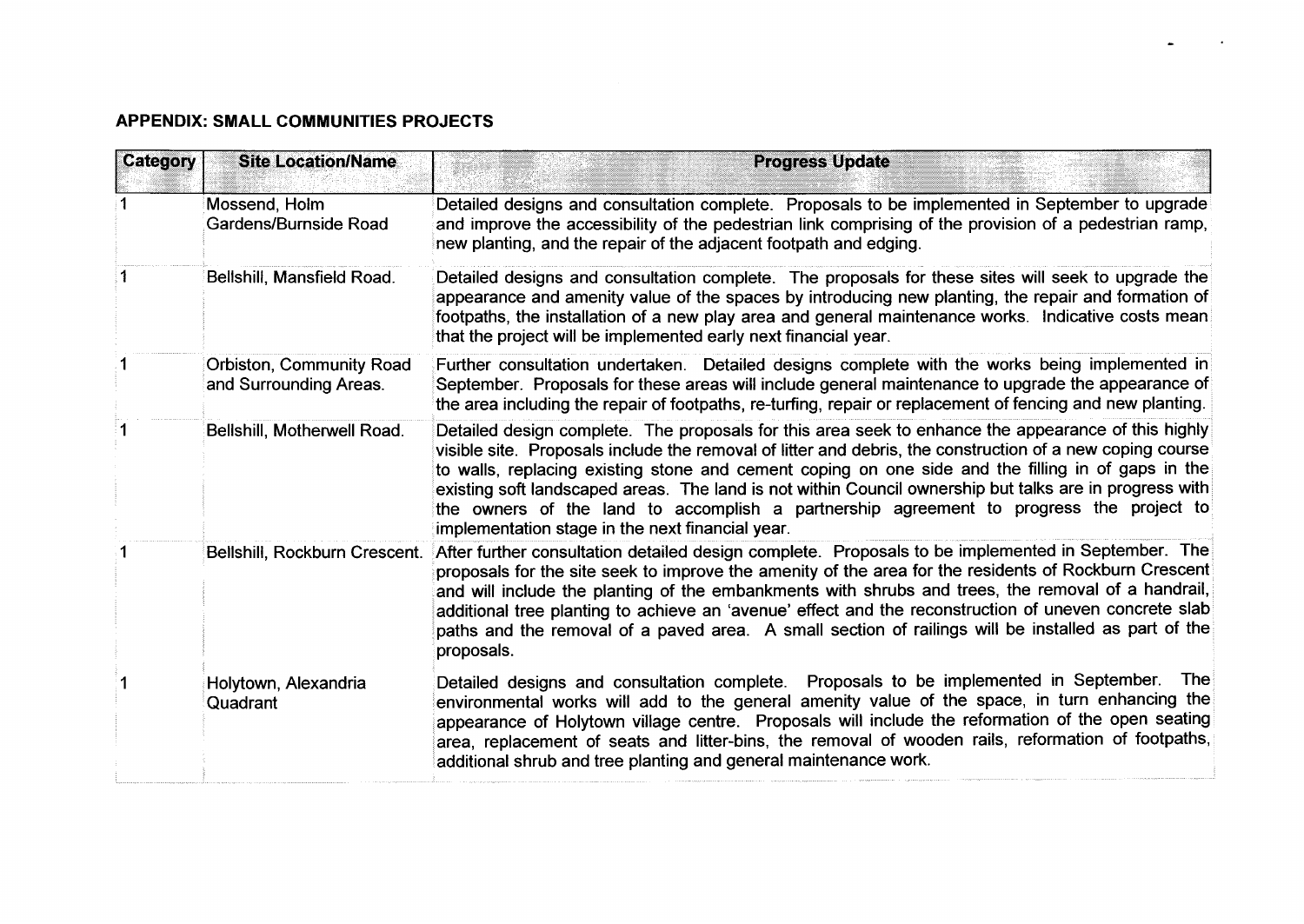## APPENDIX: SMALL COMMUNITIES PROJECTS

| Category | Site Location/Name | Progress Update |
|---|---|---|
| 1 | Mossend, Holm Gardens/Burnside Road | Detailed designs and consultation complete. Proposals to be implemented in September to upgrade and improve the accessibility of the pedestrian link comprising of the provision of a pedestrian ramp, new planting, and the repair of the adjacent footpath and edging. |
| 1 | Bellshill, Mansfield Road. | Detailed designs and consultation complete. The proposals for these sites will seek to upgrade the appearance and amenity value of the spaces by introducing new planting, the repair and formation of footpaths, the installation of a new play area and general maintenance works. Indicative costs mean that the project will be implemented early next financial year. |
| 1 | Orbiston, Community Road and Surrounding Areas. | Further consultation undertaken. Detailed designs complete with the works being implemented in September. Proposals for these areas will include general maintenance to upgrade the appearance of the area including the repair of footpaths, re-turfing, repair or replacement of fencing and new planting. |
| 1 | Bellshill, Motherwell Road. | Detailed design complete. The proposals for this area seek to enhance the appearance of this highly visible site. Proposals include the removal of litter and debris, the construction of a new coping course to walls, replacing existing stone and cement coping on one side and the filling in of gaps in the existing soft landscaped areas. The land is not within Council ownership but talks are in progress with the owners of the land to accomplish a partnership agreement to progress the project to implementation stage in the next financial year. |
| 1 | Bellshill, Rockburn Crescent. | After further consultation detailed design complete. Proposals to be implemented in September. The proposals for the site seek to improve the amenity of the area for the residents of Rockburn Crescent and will include the planting of the embankments with shrubs and trees, the removal of a handrail, additional tree planting to achieve an 'avenue' effect and the reconstruction of uneven concrete slab paths and the removal of a paved area. A small section of railings will be installed as part of the proposals. |
| 1 | Holytown, Alexandria Quadrant | Detailed designs and consultation complete. Proposals to be implemented in September. The environmental works will add to the general amenity value of the space, in turn enhancing the appearance of Holytown village centre. Proposals will include the reformation of the open seating area, replacement of seats and litter-bins, the removal of wooden rails, reformation of footpaths, additional shrub and tree planting and general maintenance work. |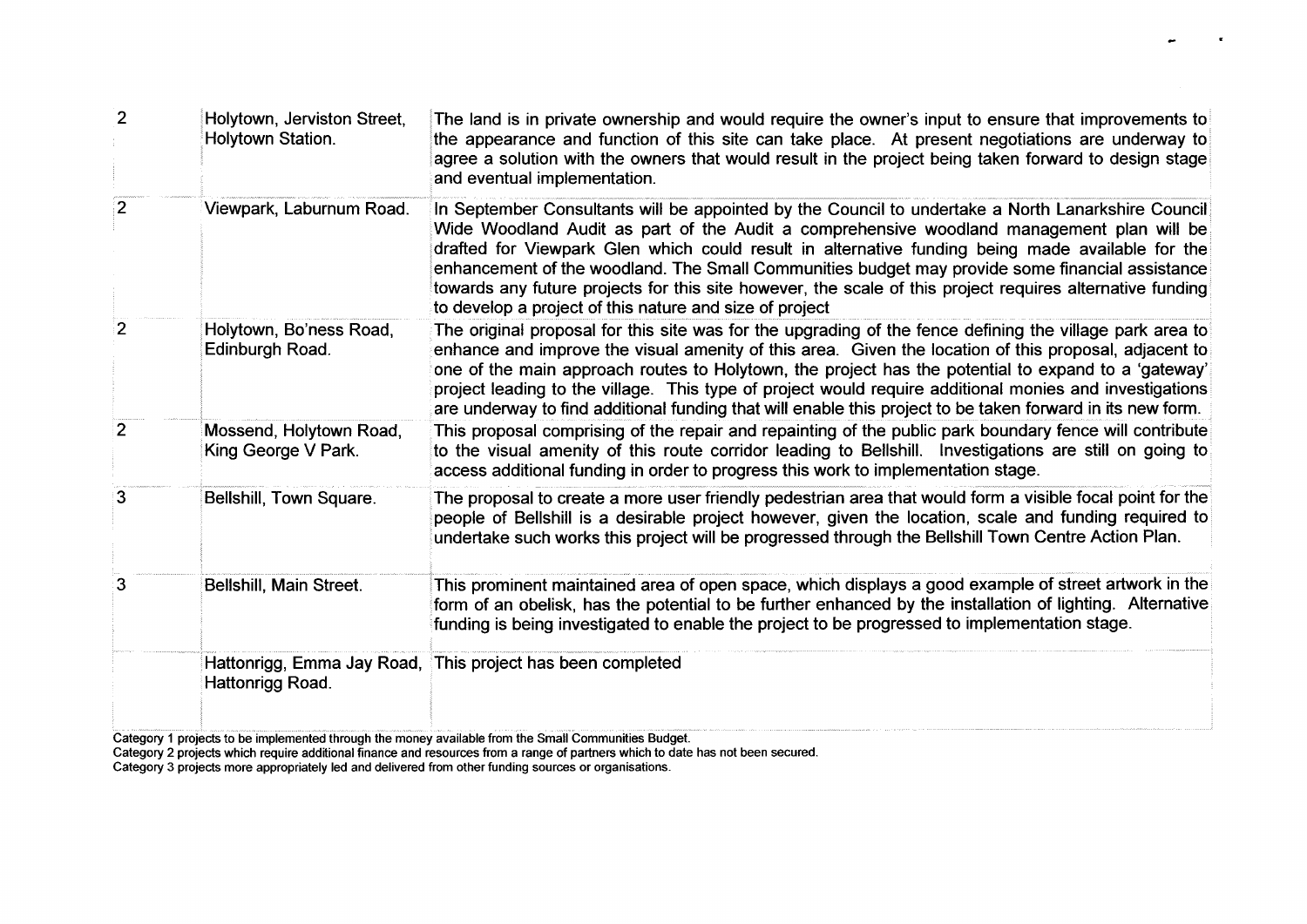| | | |
|---|---|---|
| 2 | Holytown, Jerviston Street, Holytown Station. | The land is in private ownership and would require the owner's input to ensure that improvements to the appearance and function of this site can take place. At present negotiations are underway to agree a solution with the owners that would result in the project being taken forward to design stage and eventual implementation. |
| 2 | Viewpark, Laburnum Road. | In September Consultants will be appointed by the Council to undertake a North Lanarkshire Council Wide Woodland Audit as part of the Audit a comprehensive woodland management plan will be drafted for Viewpark Glen which could result in alternative funding being made available for the enhancement of the woodland. The Small Communities budget may provide some financial assistance towards any future projects for this site however, the scale of this project requires alternative funding to develop a project of this nature and size of project |
| 2 | Holytown, Bo'ness Road, Edinburgh Road. | The original proposal for this site was for the upgrading of the fence defining the village park area to enhance and improve the visual amenity of this area. Given the location of this proposal, adjacent to one of the main approach routes to Holytown, the project has the potential to expand to a 'gateway' project leading to the village. This type of project would require additional monies and investigations are underway to find additional funding that will enable this project to be taken forward in its new form. |
| 2 | Mossend, Holytown Road, King George V Park. | This proposal comprising of the repair and repainting of the public park boundary fence will contribute to the visual amenity of this route corridor leading to Bellshill. Investigations are still on going to access additional funding in order to progress this work to implementation stage. |
| 3 | Bellshill, Town Square. | The proposal to create a more user friendly pedestrian area that would form a visible focal point for the people of Bellshill is a desirable project however, given the location, scale and funding required to undertake such works this project will be progressed through the Bellshill Town Centre Action Plan. |
| 3 | Bellshill, Main Street. | This prominent maintained area of open space, which displays a good example of street artwork in the form of an obelisk, has the potential to be further enhanced by the installation of lighting. Alternative funding is being investigated to enable the project to be progressed to implementation stage. |
| | Hattonrigg, Emma Jay Road, Hattonrigg Road. | This project has been completed |

Category 1 projects to be implemented through the money available from the Small Communities Budget.
Category 2 projects which require additional finance and resources from a range of partners which to date has not been secured.
Category 3 projects more appropriately led and delivered from other funding sources or organisations.